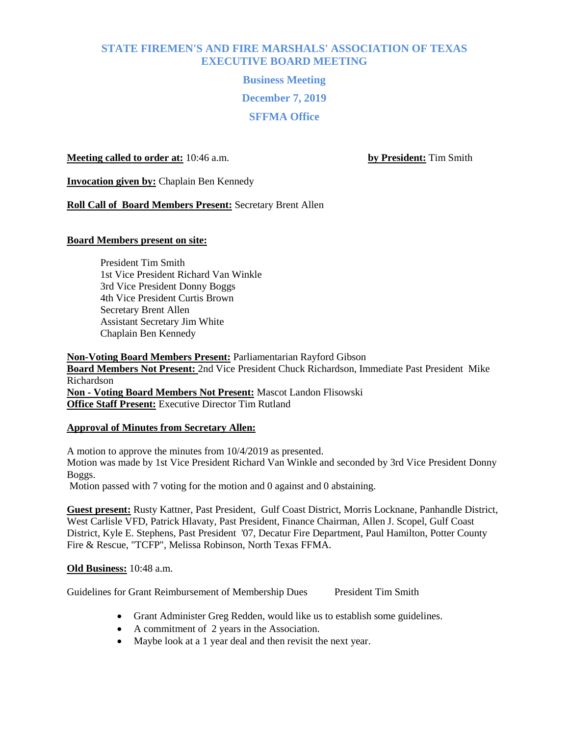# STATE FIREMEN'S AND FIRE MARSHALS' ASSOCIATION OF TEXAS EXECUTIVE BOARD MEETING

## Business Meeting

## December 7, 2019

## SFFMA Office

**Meeting called to order at:** 10:46 a.m. **by President:** Tim Smith

**Invocation given by:** Chaplain Ben Kennedy

**Roll Call of Board Members Present:** Secretary Brent Allen

**Board Members present on site:**

President Tim Smith
1st Vice President Richard Van Winkle
3rd Vice President Donny Boggs
4th Vice President Curtis Brown
Secretary Brent Allen
Assistant Secretary Jim White
Chaplain Ben Kennedy

**Non-Voting Board Members Present:** Parliamentarian Rayford Gibson
**Board Members Not Present:** 2nd Vice President Chuck Richardson, Immediate Past President Mike Richardson
**Non - Voting Board Members Not Present:** Mascot Landon Flisowski
**Office Staff Present:** Executive Director Tim Rutland

**Approval of Minutes from Secretary Allen:**

A motion to approve the minutes from 10/4/2019 as presented.
Motion was made by 1st Vice President Richard Van Winkle and seconded by 3rd Vice President Donny Boggs.
Motion passed with 7 voting for the motion and 0 against and 0 abstaining.

**Guest present:** Rusty Kattner, Past President, Gulf Coast District, Morris Locknane, Panhandle District, West Carlisle VFD, Patrick Hlavaty, Past President, Finance Chairman, Allen J. Scopel, Gulf Coast District, Kyle E. Stephens, Past President '07, Decatur Fire Department, Paul Hamilton, Potter County Fire & Rescue, "TCFP", Melissa Robinson, North Texas FFMA.

**Old Business:** 10:48 a.m.

Guidelines for Grant Reimbursement of Membership Dues President Tim Smith

- Grant Administer Greg Redden, would like us to establish some guidelines.
- A commitment of 2 years in the Association.
- Maybe look at a 1 year deal and then revisit the next year.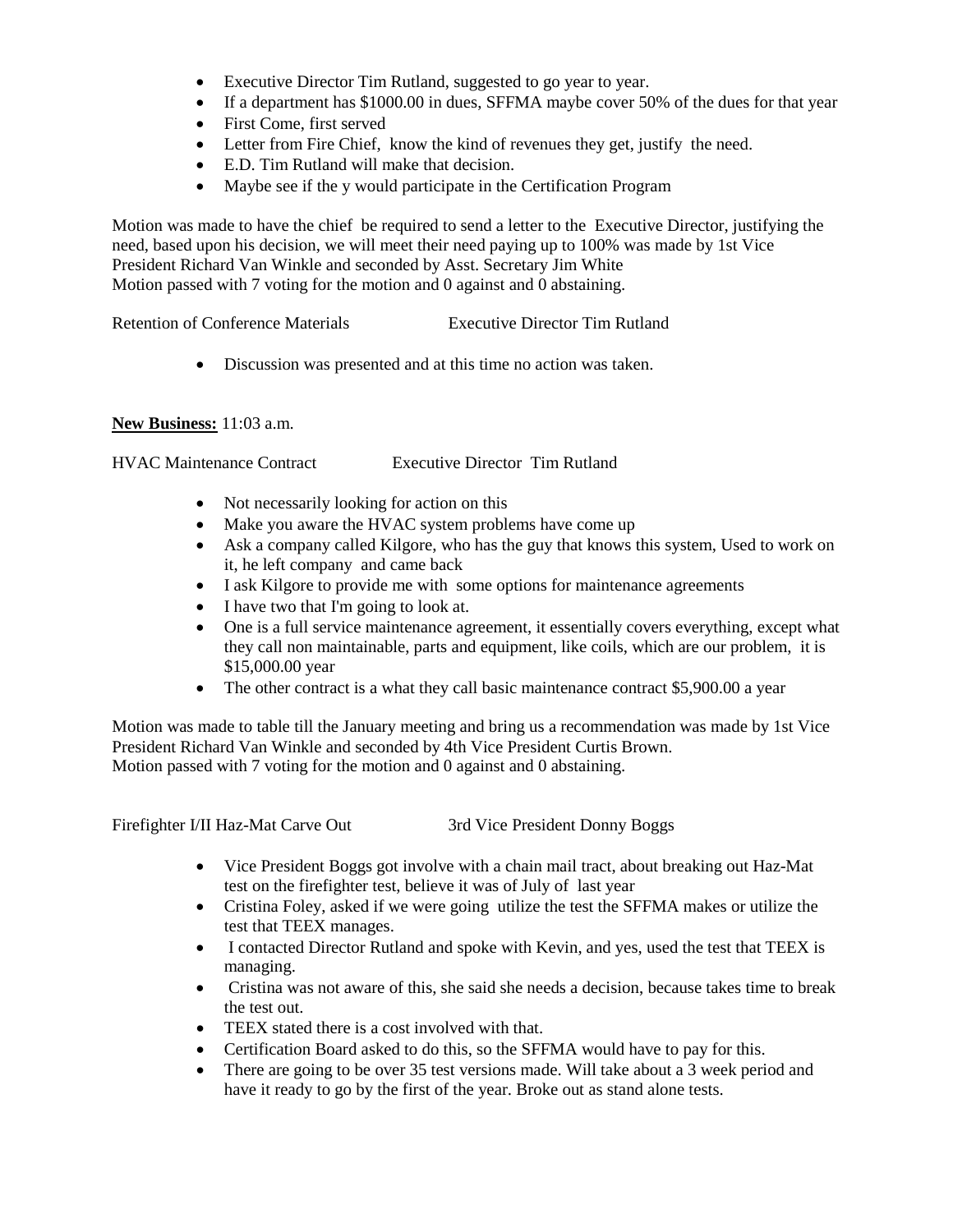- Executive Director Tim Rutland, suggested to go year to year.
- If a department has $1000.00 in dues, SFFMA maybe cover 50% of the dues for that year
- First Come, first served
- Letter from Fire Chief, know the kind of revenues they get, justify the need.
- E.D. Tim Rutland will make that decision.
- Maybe see if the y would participate in the Certification Program

Motion was made to have the chief be required to send a letter to the Executive Director, justifying the need, based upon his decision, we will meet their need paying up to 100% was made by 1st Vice President Richard Van Winkle and seconded by Asst. Secretary Jim White
Motion passed with 7 voting for the motion and 0 against and 0 abstaining.

Retention of Conference Materials Executive Director Tim Rutland

- Discussion was presented and at this time no action was taken.

**New Business:** 11:03 a.m.

HVAC Maintenance Contract Executive Director Tim Rutland

- Not necessarily looking for action on this
- Make you aware the HVAC system problems have come up
- Ask a company called Kilgore, who has the guy that knows this system, Used to work on it, he left company and came back
- I ask Kilgore to provide me with some options for maintenance agreements
- I have two that I'm going to look at.
- One is a full service maintenance agreement, it essentially covers everything, except what they call non maintainable, parts and equipment, like coils, which are our problem, it is $15,000.00 year
- The other contract is a what they call basic maintenance contract $5,900.00 a year

Motion was made to table till the January meeting and bring us a recommendation was made by 1st Vice President Richard Van Winkle and seconded by 4th Vice President Curtis Brown.
Motion passed with 7 voting for the motion and 0 against and 0 abstaining.

Firefighter I/II Haz-Mat Carve Out 3rd Vice President Donny Boggs

- Vice President Boggs got involve with a chain mail tract, about breaking out Haz-Mat test on the firefighter test, believe it was of July of last year
- Cristina Foley, asked if we were going utilize the test the SFFMA makes or utilize the test that TEEX manages.
- I contacted Director Rutland and spoke with Kevin, and yes, used the test that TEEX is managing.
- Cristina was not aware of this, she said she needs a decision, because takes time to break the test out.
- TEEX stated there is a cost involved with that.
- Certification Board asked to do this, so the SFFMA would have to pay for this.
- There are going to be over 35 test versions made. Will take about a 3 week period and have it ready to go by the first of the year. Broke out as stand alone tests.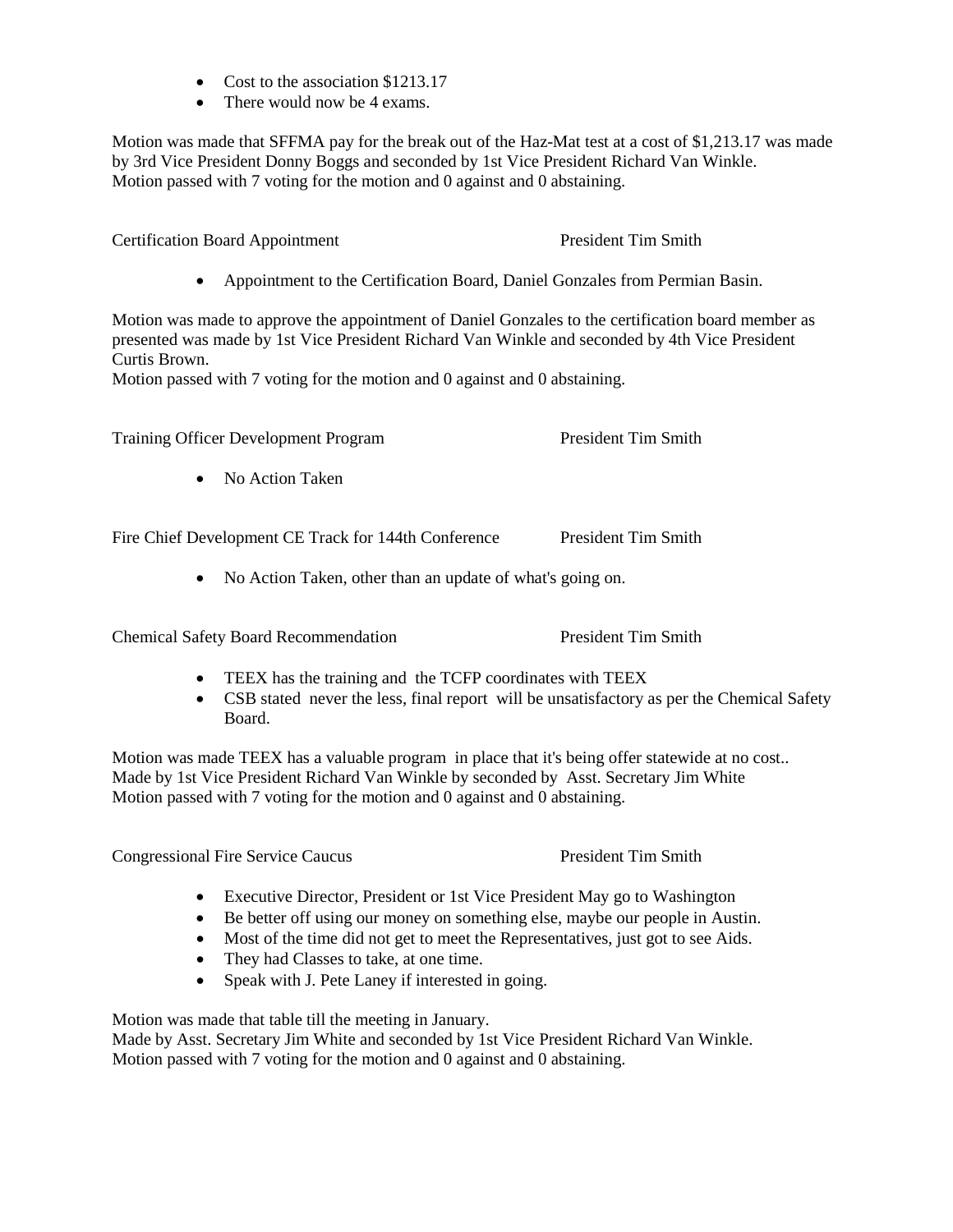- Cost to the association $1213.17
- There would now be 4 exams.

Motion was made that SFFMA pay for the break out of the Haz-Mat test at a cost of $1,213.17 was made by 3rd Vice President Donny Boggs and seconded by 1st Vice President Richard Van Winkle.
Motion passed with 7 voting for the motion and 0 against and 0 abstaining.

Certification Board Appointment — President Tim Smith

- Appointment to the Certification Board, Daniel Gonzales from Permian Basin.

Motion was made to approve the appointment of Daniel Gonzales to the certification board member as presented was made by 1st Vice President Richard Van Winkle and seconded by 4th Vice President Curtis Brown.
Motion passed with 7 voting for the motion and 0 against and 0 abstaining.

Training Officer Development Program — President Tim Smith

- No Action Taken

Fire Chief Development CE Track for 144th Conference — President Tim Smith

- No Action Taken, other than an update of what's going on.

Chemical Safety Board Recommendation — President Tim Smith

- TEEX has the training and the TCFP coordinates with TEEX
- CSB stated never the less, final report will be unsatisfactory as per the Chemical Safety Board.

Motion was made TEEX has a valuable program in place that it's being offer statewide at no cost..
Made by 1st Vice President Richard Van Winkle by seconded by Asst. Secretary Jim White
Motion passed with 7 voting for the motion and 0 against and 0 abstaining.

Congressional Fire Service Caucus — President Tim Smith

- Executive Director, President or 1st Vice President May go to Washington
- Be better off using our money on something else, maybe our people in Austin.
- Most of the time did not get to meet the Representatives, just got to see Aids.
- They had Classes to take, at one time.
- Speak with J. Pete Laney if interested in going.

Motion was made that table till the meeting in January.
Made by Asst. Secretary Jim White and seconded by 1st Vice President Richard Van Winkle.
Motion passed with 7 voting for the motion and 0 against and 0 abstaining.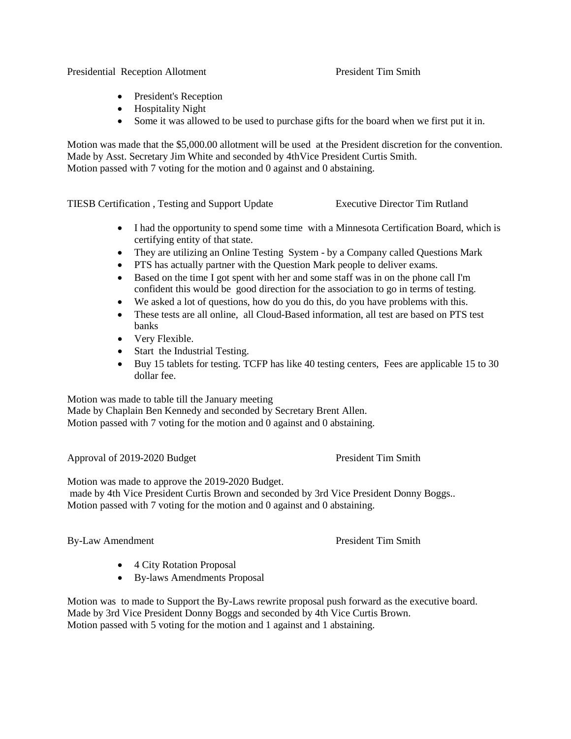Presidential Reception Allotment President Tim Smith

- President's Reception
- Hospitality Night
- Some it was allowed to be used to purchase gifts for the board when we first put it in.

Motion was made that the $5,000.00 allotment will be used at the President discretion for the convention.
Made by Asst. Secretary Jim White and seconded by 4thVice President Curtis Smith.
Motion passed with 7 voting for the motion and 0 against and 0 abstaining.

TIESB Certification , Testing and Support Update Executive Director Tim Rutland

- I had the opportunity to spend some time with a Minnesota Certification Board, which is certifying entity of that state.
- They are utilizing an Online Testing System - by a Company called Questions Mark
- PTS has actually partner with the Question Mark people to deliver exams.
- Based on the time I got spent with her and some staff was in on the phone call I'm confident this would be good direction for the association to go in terms of testing.
- We asked a lot of questions, how do you do this, do you have problems with this.
- These tests are all online, all Cloud-Based information, all test are based on PTS test banks
- Very Flexible.
- Start the Industrial Testing.
- Buy 15 tablets for testing. TCFP has like 40 testing centers, Fees are applicable 15 to 30 dollar fee.

Motion was made to table till the January meeting
Made by Chaplain Ben Kennedy and seconded by Secretary Brent Allen.
Motion passed with 7 voting for the motion and 0 against and 0 abstaining.

Approval of 2019-2020 Budget President Tim Smith

Motion was made to approve the 2019-2020 Budget.
made by 4th Vice President Curtis Brown and seconded by 3rd Vice President Donny Boggs..
Motion passed with 7 voting for the motion and 0 against and 0 abstaining.

By-Law Amendment President Tim Smith

- 4 City Rotation Proposal
- By-laws Amendments Proposal

Motion was to made to Support the By-Laws rewrite proposal push forward as the executive board.
Made by 3rd Vice President Donny Boggs and seconded by 4th Vice Curtis Brown.
Motion passed with 5 voting for the motion and 1 against and 1 abstaining.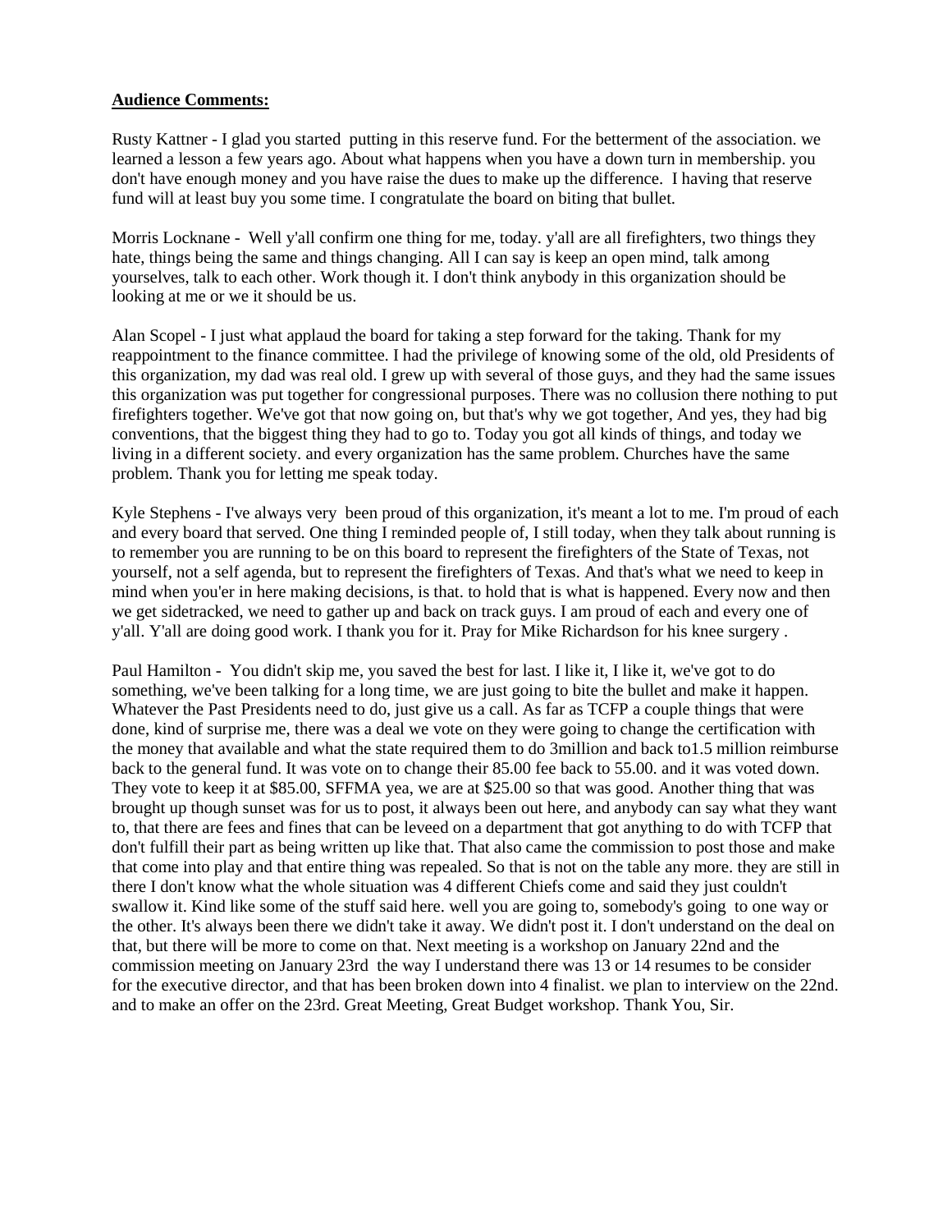**Audience Comments:**

Rusty Kattner - I glad you started putting in this reserve fund. For the betterment of the association. we learned a lesson a few years ago. About what happens when you have a down turn in membership. you don't have enough money and you have raise the dues to make up the difference. I having that reserve fund will at least buy you some time. I congratulate the board on biting that bullet.

Morris Locknane - Well y'all confirm one thing for me, today. y'all are all firefighters, two things they hate, things being the same and things changing. All I can say is keep an open mind, talk among yourselves, talk to each other. Work though it. I don't think anybody in this organization should be looking at me or we it should be us.

Alan Scopel - I just what applaud the board for taking a step forward for the taking. Thank for my reappointment to the finance committee. I had the privilege of knowing some of the old, old Presidents of this organization, my dad was real old. I grew up with several of those guys, and they had the same issues this organization was put together for congressional purposes. There was no collusion there nothing to put firefighters together. We've got that now going on, but that's why we got together, And yes, they had big conventions, that the biggest thing they had to go to. Today you got all kinds of things, and today we living in a different society. and every organization has the same problem. Churches have the same problem. Thank you for letting me speak today.

Kyle Stephens - I've always very been proud of this organization, it's meant a lot to me. I'm proud of each and every board that served. One thing I reminded people of, I still today, when they talk about running is to remember you are running to be on this board to represent the firefighters of the State of Texas, not yourself, not a self agenda, but to represent the firefighters of Texas. And that's what we need to keep in mind when you'er in here making decisions, is that. to hold that is what is happened. Every now and then we get sidetracked, we need to gather up and back on track guys. I am proud of each and every one of y'all. Y'all are doing good work. I thank you for it. Pray for Mike Richardson for his knee surgery .

Paul Hamilton - You didn't skip me, you saved the best for last. I like it, I like it, we've got to do something, we've been talking for a long time, we are just going to bite the bullet and make it happen. Whatever the Past Presidents need to do, just give us a call. As far as TCFP a couple things that were done, kind of surprise me, there was a deal we vote on they were going to change the certification with the money that available and what the state required them to do 3million and back to1.5 million reimburse back to the general fund. It was vote on to change their 85.00 fee back to 55.00. and it was voted down. They vote to keep it at $85.00, SFFMA yea, we are at $25.00 so that was good. Another thing that was brought up though sunset was for us to post, it always been out here, and anybody can say what they want to, that there are fees and fines that can be leveed on a department that got anything to do with TCFP that don't fulfill their part as being written up like that. That also came the commission to post those and make that come into play and that entire thing was repealed. So that is not on the table any more. they are still in there I don't know what the whole situation was 4 different Chiefs come and said they just couldn't swallow it. Kind like some of the stuff said here. well you are going to, somebody's going to one way or the other. It's always been there we didn't take it away. We didn't post it. I don't understand on the deal on that, but there will be more to come on that. Next meeting is a workshop on January 22nd and the commission meeting on January 23rd the way I understand there was 13 or 14 resumes to be consider for the executive director, and that has been broken down into 4 finalist. we plan to interview on the 22nd. and to make an offer on the 23rd. Great Meeting, Great Budget workshop. Thank You, Sir.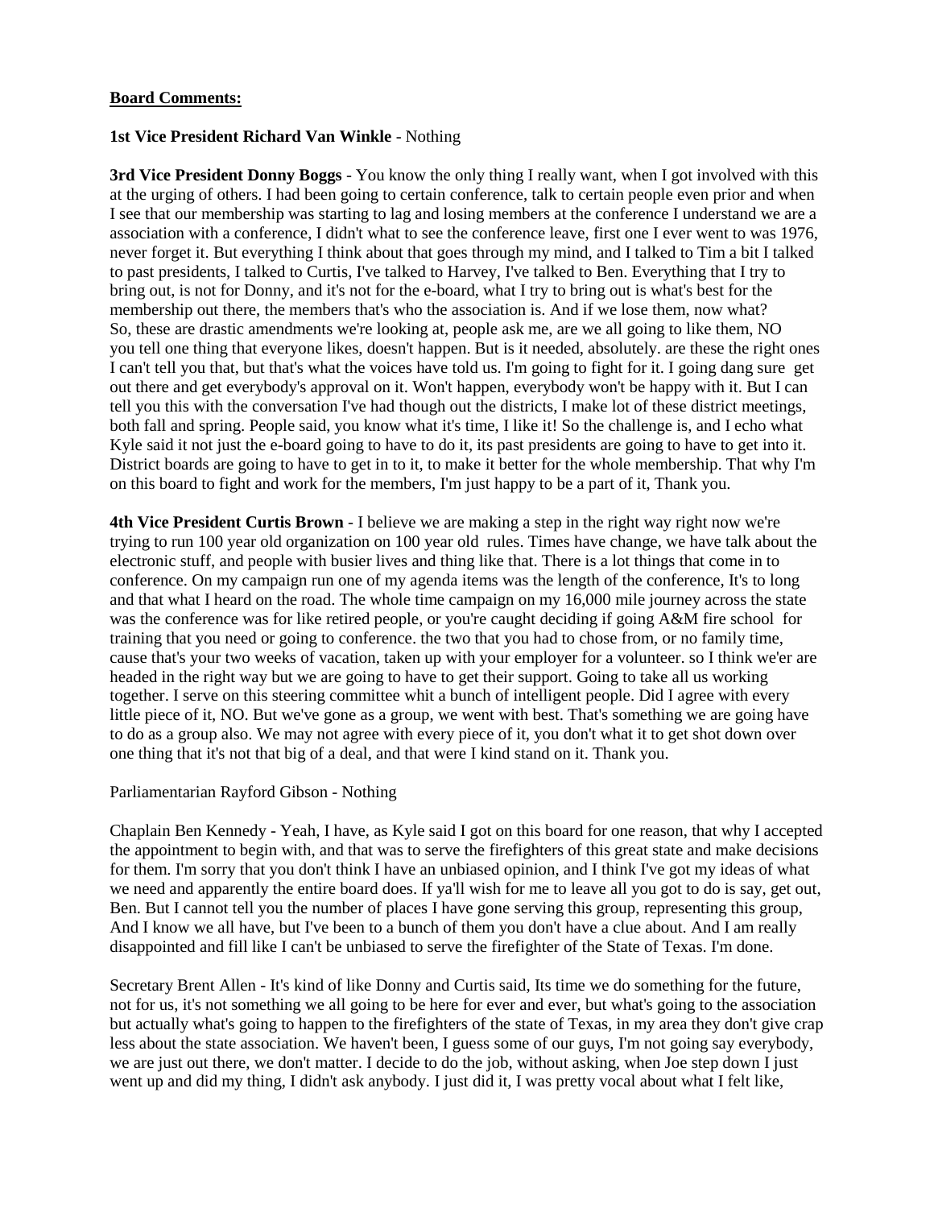**Board Comments:**

**1st Vice President Richard Van Winkle** - Nothing

**3rd Vice President Donny Boggs** - You know the only thing I really want, when I got involved with this at the urging of others. I had been going to certain conference, talk to certain people even prior and when I see that our membership was starting to lag and losing members at the conference I understand we are a association with a conference, I didn't what to see the conference leave, first one I ever went to was 1976, never forget it. But everything I think about that goes through my mind, and I talked to Tim a bit I talked to past presidents, I talked to Curtis, I've talked to Harvey, I've talked to Ben. Everything that I try to bring out, is not for Donny, and it's not for the e-board, what I try to bring out is what's best for the membership out there, the members that's who the association is. And if we lose them, now what? So, these are drastic amendments we're looking at, people ask me, are we all going to like them, NO you tell one thing that everyone likes, doesn't happen. But is it needed, absolutely. are these the right ones I can't tell you that, but that's what the voices have told us. I'm going to fight for it. I going dang sure get out there and get everybody's approval on it. Won't happen, everybody won't be happy with it. But I can tell you this with the conversation I've had though out the districts, I make lot of these district meetings, both fall and spring. People said, you know what it's time, I like it! So the challenge is, and I echo what Kyle said it not just the e-board going to have to do it, its past presidents are going to have to get into it. District boards are going to have to get in to it, to make it better for the whole membership. That why I'm on this board to fight and work for the members, I'm just happy to be a part of it, Thank you.

**4th Vice President Curtis Brown** - I believe we are making a step in the right way right now we're trying to run 100 year old organization on 100 year old rules. Times have change, we have talk about the electronic stuff, and people with busier lives and thing like that. There is a lot things that come in to conference. On my campaign run one of my agenda items was the length of the conference, It's to long and that what I heard on the road. The whole time campaign on my 16,000 mile journey across the state was the conference was for like retired people, or you're caught deciding if going A&M fire school for training that you need or going to conference. the two that you had to chose from, or no family time, cause that's your two weeks of vacation, taken up with your employer for a volunteer. so I think we'er are headed in the right way but we are going to have to get their support. Going to take all us working together. I serve on this steering committee whit a bunch of intelligent people. Did I agree with every little piece of it, NO. But we've gone as a group, we went with best. That's something we are going have to do as a group also. We may not agree with every piece of it, you don't what it to get shot down over one thing that it's not that big of a deal, and that were I kind stand on it. Thank you.

Parliamentarian Rayford Gibson - Nothing

Chaplain Ben Kennedy - Yeah, I have, as Kyle said I got on this board for one reason, that why I accepted the appointment to begin with, and that was to serve the firefighters of this great state and make decisions for them. I'm sorry that you don't think I have an unbiased opinion, and I think I've got my ideas of what we need and apparently the entire board does. If ya'll wish for me to leave all you got to do is say, get out, Ben. But I cannot tell you the number of places I have gone serving this group, representing this group, And I know we all have, but I've been to a bunch of them you don't have a clue about. And I am really disappointed and fill like I can't be unbiased to serve the firefighter of the State of Texas. I'm done.

Secretary Brent Allen - It's kind of like Donny and Curtis said, Its time we do something for the future, not for us, it's not something we all going to be here for ever and ever, but what's going to the association but actually what's going to happen to the firefighters of the state of Texas, in my area they don't give crap less about the state association. We haven't been, I guess some of our guys, I'm not going say everybody, we are just out there, we don't matter. I decide to do the job, without asking, when Joe step down I just went up and did my thing, I didn't ask anybody. I just did it, I was pretty vocal about what I felt like,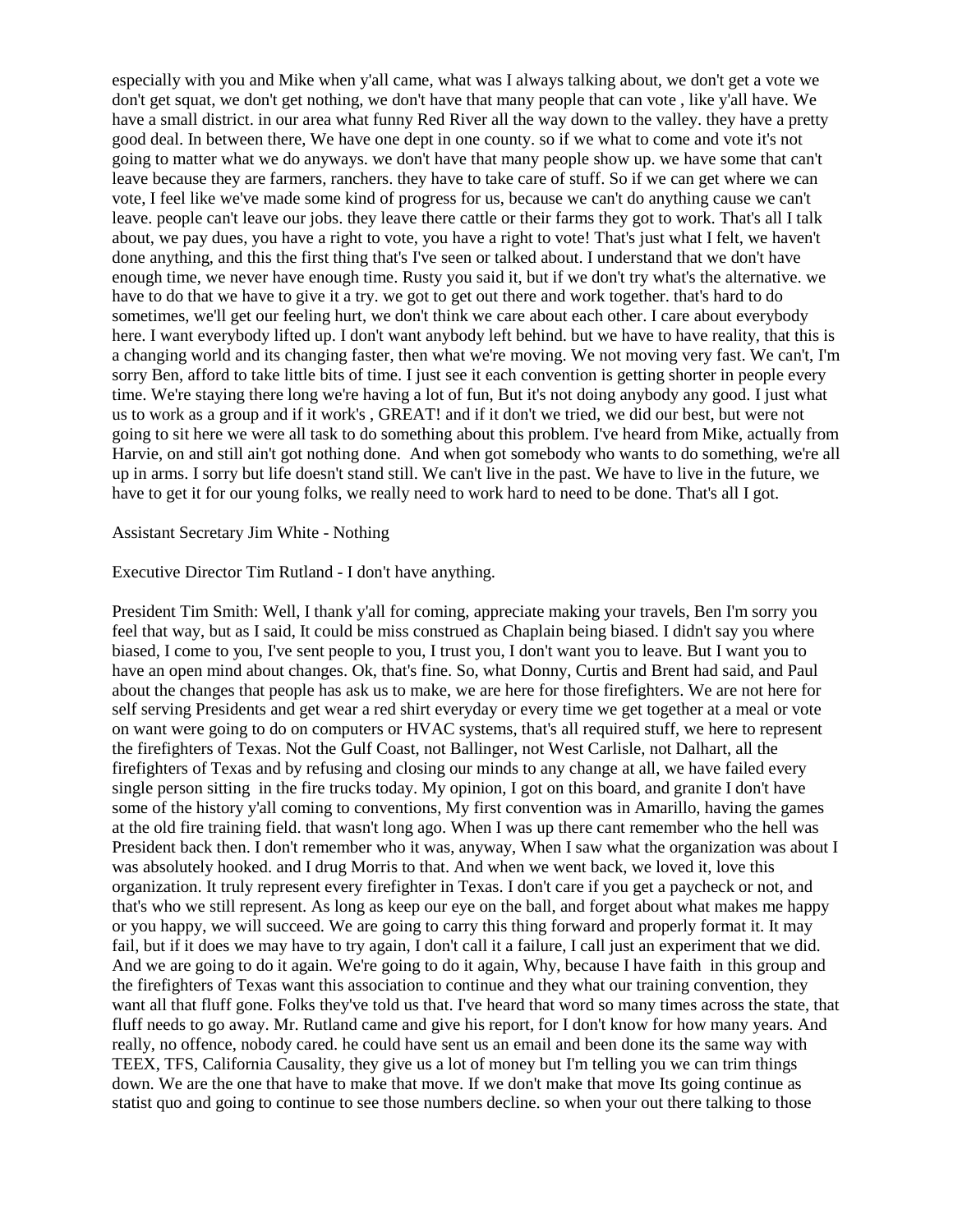especially with you and Mike when y'all came, what was I always talking about, we don't get a vote we don't get squat, we don't get nothing, we don't have that many people that can vote , like y'all have. We have a small district. in our area what funny Red River all the way down to the valley. they have a pretty good deal. In between there, We have one dept in one county. so if we what to come and vote it's not going to matter what we do anyways. we don't have that many people show up. we have some that can't leave because they are farmers, ranchers. they have to take care of stuff. So if we can get where we can vote, I feel like we've made some kind of progress for us, because we can't do anything cause we can't leave. people can't leave our jobs. they leave there cattle or their farms they got to work. That's all I talk about, we pay dues, you have a right to vote, you have a right to vote! That's just what I felt, we haven't done anything, and this the first thing that's I've seen or talked about. I understand that we don't have enough time, we never have enough time. Rusty you said it, but if we don't try what's the alternative. we have to do that we have to give it a try. we got to get out there and work together. that's hard to do sometimes, we'll get our feeling hurt, we don't think we care about each other. I care about everybody here. I want everybody lifted up. I don't want anybody left behind. but we have to have reality, that this is a changing world and its changing faster, then what we're moving. We not moving very fast. We can't, I'm sorry Ben, afford to take little bits of time. I just see it each convention is getting shorter in people every time. We're staying there long we're having a lot of fun, But it's not doing anybody any good. I just what us to work as a group and if it work's , GREAT! and if it don't we tried, we did our best, but were not going to sit here we were all task to do something about this problem. I've heard from Mike, actually from Harvie, on and still ain't got nothing done. And when got somebody who wants to do something, we're all up in arms. I sorry but life doesn't stand still. We can't live in the past. We have to live in the future, we have to get it for our young folks, we really need to work hard to need to be done. That's all I got.

Assistant Secretary Jim White - Nothing

Executive Director Tim Rutland - I don't have anything.

President Tim Smith: Well, I thank y'all for coming, appreciate making your travels, Ben I'm sorry you feel that way, but as I said, It could be miss construed as Chaplain being biased. I didn't say you where biased, I come to you, I've sent people to you, I trust you, I don't want you to leave. But I want you to have an open mind about changes. Ok, that's fine. So, what Donny, Curtis and Brent had said, and Paul about the changes that people has ask us to make, we are here for those firefighters. We are not here for self serving Presidents and get wear a red shirt everyday or every time we get together at a meal or vote on want were going to do on computers or HVAC systems, that's all required stuff, we here to represent the firefighters of Texas. Not the Gulf Coast, not Ballinger, not West Carlisle, not Dalhart, all the firefighters of Texas and by refusing and closing our minds to any change at all, we have failed every single person sitting in the fire trucks today. My opinion, I got on this board, and granite I don't have some of the history y'all coming to conventions, My first convention was in Amarillo, having the games at the old fire training field. that wasn't long ago. When I was up there cant remember who the hell was President back then. I don't remember who it was, anyway, When I saw what the organization was about I was absolutely hooked. and I drug Morris to that. And when we went back, we loved it, love this organization. It truly represent every firefighter in Texas. I don't care if you get a paycheck or not, and that's who we still represent. As long as keep our eye on the ball, and forget about what makes me happy or you happy, we will succeed. We are going to carry this thing forward and properly format it. It may fail, but if it does we may have to try again, I don't call it a failure, I call just an experiment that we did. And we are going to do it again. We're going to do it again, Why, because I have faith in this group and the firefighters of Texas want this association to continue and they what our training convention, they want all that fluff gone. Folks they've told us that. I've heard that word so many times across the state, that fluff needs to go away. Mr. Rutland came and give his report, for I don't know for how many years. And really, no offence, nobody cared. he could have sent us an email and been done its the same way with TEEX, TFS, California Causality, they give us a lot of money but I'm telling you we can trim things down. We are the one that have to make that move. If we don't make that move Its going continue as statist quo and going to continue to see those numbers decline. so when your out there talking to those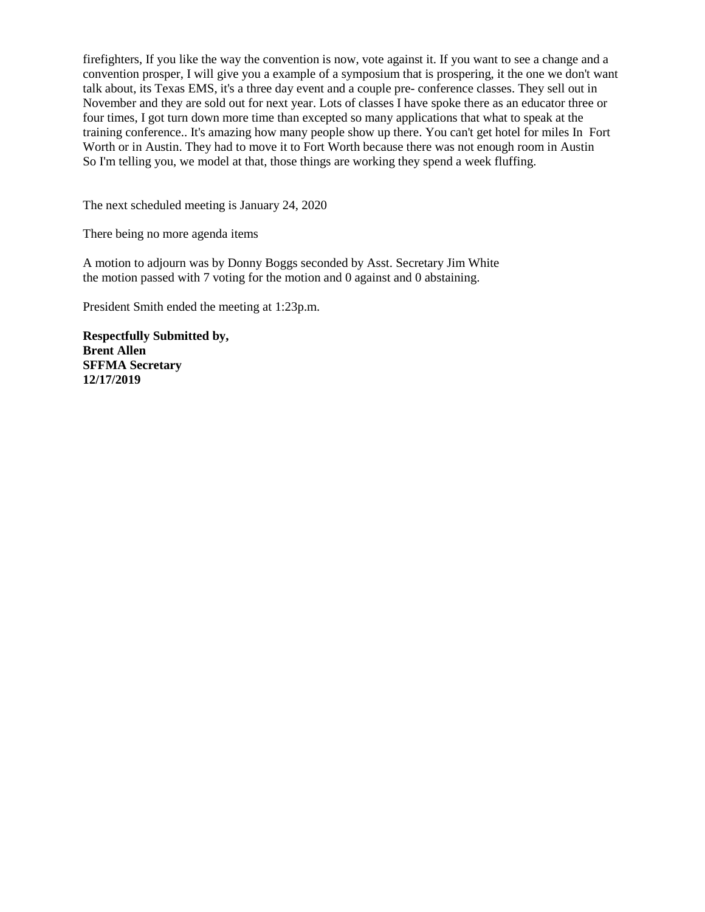firefighters, If you like the way the convention is now, vote against it. If you want to see a change and a convention prosper, I will give you a example of a symposium that is prospering, it the one we don't want talk about, its Texas EMS, it's a three day event and a couple pre- conference classes. They sell out in November and they are sold out for next year. Lots of classes I have spoke there as an educator three or four times, I got turn down more time than excepted so many applications that what to speak at the training conference.. It's amazing how many people show up there. You can't get hotel for miles In Fort Worth or in Austin. They had to move it to Fort Worth because there was not enough room in Austin So I'm telling you, we model at that, those things are working they spend a week fluffing.

The next scheduled meeting is January 24, 2020

There being no more agenda items

A motion to adjourn was by Donny Boggs seconded by Asst. Secretary Jim White the motion passed with 7 voting for the motion and 0 against and 0 abstaining.

President Smith ended the meeting at 1:23p.m.

**Respectfully Submitted by,**
**Brent Allen**
**SFFMA Secretary**
**12/17/2019**